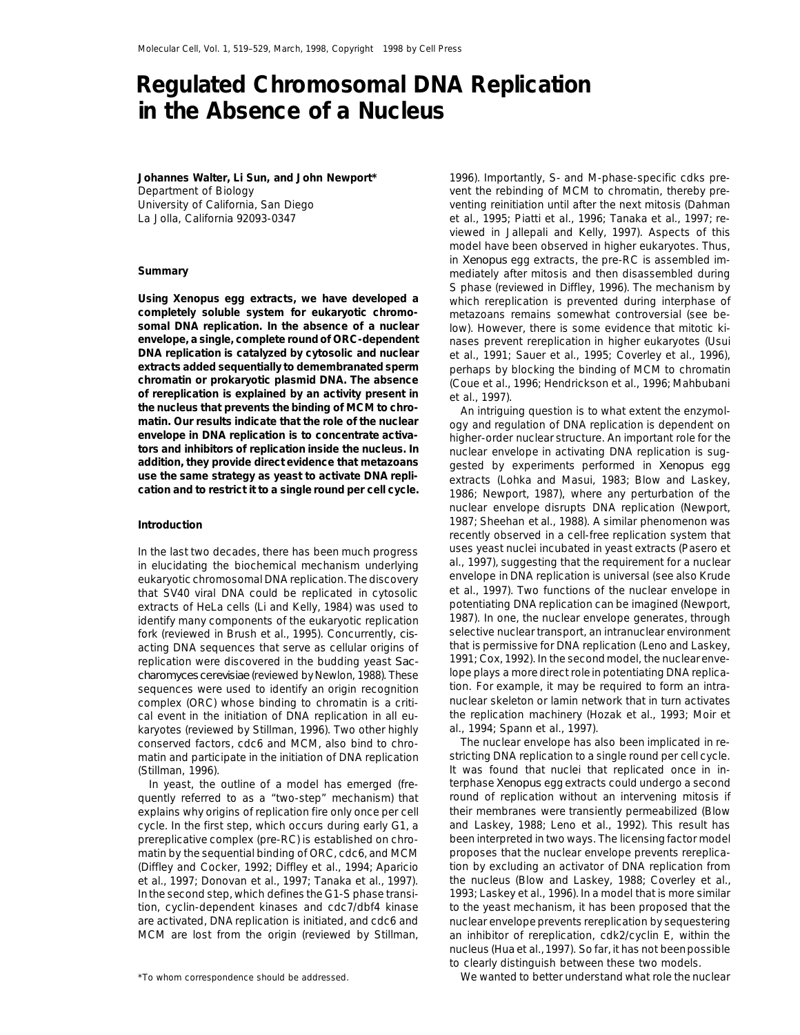# Regulated Chromosomal DNA Replication in the Absence of a Nucleus

**Johannes Walter, Li Sun, and John Newport***
Department of Biology
University of California, San Diego
La Jolla, California 92093-0347

## Summary

**Using *Xenopus* egg extracts, we have developed a completely soluble system for eukaryotic chromosomal DNA replication. In the absence of a nuclear envelope, a single, complete round of ORC-dependent DNA replication is catalyzed by cytosolic and nuclear extracts added sequentially to demembranated sperm chromatin or prokaryotic plasmid DNA. The absence of rereplication is explained by an activity present in the nucleus that prevents the binding of MCM to chromatin. Our results indicate that the role of the nuclear envelope in DNA replication is to concentrate activators and inhibitors of replication inside the nucleus. In addition, they provide direct evidence that metazoans use the same strategy as yeast to activate DNA replication and to restrict it to a single round per cell cycle.**

## Introduction

In the last two decades, there has been much progress in elucidating the biochemical mechanism underlying eukaryotic chromosomal DNA replication. The discovery that SV40 viral DNA could be replicated in cytosolic extracts of HeLa cells (Li and Kelly, 1984) was used to identify many components of the eukaryotic replication fork (reviewed in Brush et al., 1995). Concurrently, cis-acting DNA sequences that serve as cellular origins of replication were discovered in the budding yeast *Saccharomyces cerevisiae* (reviewed by Newlon, 1988). These sequences were used to identify an origin recognition complex (ORC) whose binding to chromatin is a critical event in the initiation of DNA replication in all eukaryotes (reviewed by Stillman, 1996). Two other highly conserved factors, cdc6 and MCM, also bind to chromatin and participate in the initiation of DNA replication (Stillman, 1996).

In yeast, the outline of a model has emerged (frequently referred to as a "two-step" mechanism) that explains why origins of replication fire only once per cell cycle. In the first step, which occurs during early G1, a prereplicative complex (pre-RC) is established on chromatin by the sequential binding of ORC, cdc6, and MCM (Diffley and Cocker, 1992; Diffley et al., 1994; Aparicio et al., 1997; Donovan et al., 1997; Tanaka et al., 1997). In the second step, which defines the G1-S phase transition, cyclin-dependent kinases and cdc7/dbf4 kinase are activated, DNA replication is initiated, and cdc6 and MCM are lost from the origin (reviewed by Stillman, 1996). Importantly, S- and M-phase-specific cdks prevent the rebinding of MCM to chromatin, thereby preventing reinitiation until after the next mitosis (Dahman et al., 1995; Piatti et al., 1996; Tanaka et al., 1997; reviewed in Jallepali and Kelly, 1997). Aspects of this model have been observed in higher eukaryotes. Thus, in *Xenopus* egg extracts, the pre-RC is assembled immediately after mitosis and then disassembled during S phase (reviewed in Diffley, 1996). The mechanism by which rereplication is prevented during interphase of metazoans remains somewhat controversial (see below). However, there is some evidence that mitotic kinases prevent rereplication in higher eukaryotes (Usui et al., 1991; Sauer et al., 1995; Coverley et al., 1996), perhaps by blocking the binding of MCM to chromatin (Coue et al., 1996; Hendrickson et al., 1996; Mahbubani et al., 1997).

An intriguing question is to what extent the enzymology and regulation of DNA replication is dependent on higher-order nuclear structure. An important role for the nuclear envelope in activating DNA replication is suggested by experiments performed in *Xenopus* egg extracts (Lohka and Masui, 1983; Blow and Laskey, 1986; Newport, 1987), where any perturbation of the nuclear envelope disrupts DNA replication (Newport, 1987; Sheehan et al., 1988). A similar phenomenon was recently observed in a cell-free replication system that uses yeast nuclei incubated in yeast extracts (Pasero et al., 1997), suggesting that the requirement for a nuclear envelope in DNA replication is universal (see also Krude et al., 1997). Two functions of the nuclear envelope in potentiating DNA replication can be imagined (Newport, 1987). In one, the nuclear envelope generates, through selective nuclear transport, an intranuclear environment that is permissive for DNA replication (Leno and Laskey, 1991; Cox, 1992). In the second model, the nuclear envelope plays a more direct role in potentiating DNA replication. For example, it may be required to form an intranuclear skeleton or lamin network that in turn activates the replication machinery (Hozak et al., 1993; Moir et al., 1994; Spann et al., 1997).

The nuclear envelope has also been implicated in restricting DNA replication to a single round per cell cycle. It was found that nuclei that replicated once in interphase *Xenopus* egg extracts could undergo a second round of replication without an intervening mitosis if their membranes were transiently permeabilized (Blow and Laskey, 1988; Leno et al., 1992). This result has been interpreted in two ways. The licensing factor model proposes that the nuclear envelope prevents rereplication by excluding an activator of DNA replication from the nucleus (Blow and Laskey, 1988; Coverley et al., 1993; Laskey et al., 1996). In a model that is more similar to the yeast mechanism, it has been proposed that the nuclear envelope prevents rereplication by sequestering an inhibitor of rereplication, cdk2/cyclin E, within the nucleus (Hua et al., 1997). So far, it has not been possible to clearly distinguish between these two models.

We wanted to better understand what role the nuclear

*To whom correspondence should be addressed.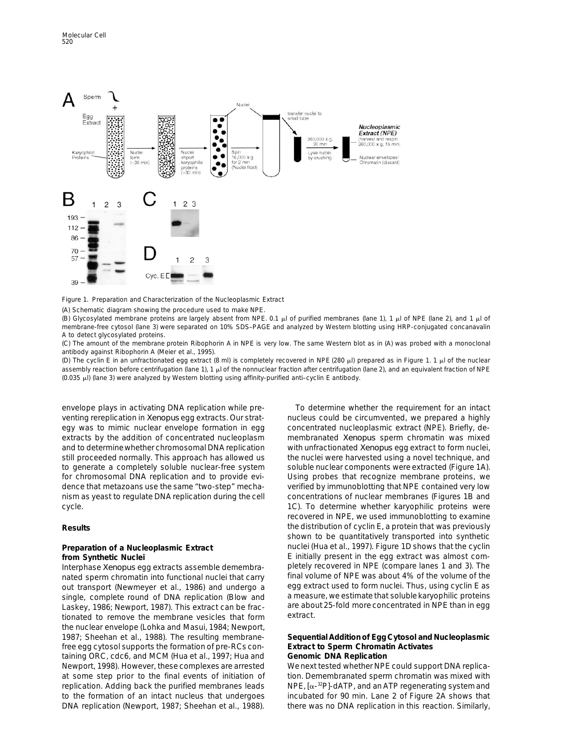Figure 1. Preparation and Characterization of the Nucleoplasmic Extract

(A) Schematic diagram showing the procedure used to make NPE.

(B) Glycosylated membrane proteins are largely absent from NPE. 0.1 μl of purified membranes (lane 1), 1 μl of NPE (lane 2), and 1 μl of membrane-free cytosol (lane 3) were separated on 10% SDS–PAGE and analyzed by Western blotting using HRP-conjugated concanavalin A to detect glycosylated proteins.

(C) The amount of the membrane protein Ribophorin A in NPE is very low. The same Western blot as in (A) was probed with a monoclonal antibody against Ribophorin A (Meier et al., 1995).

(D) The cyclin E in an unfractionated egg extract (8 ml) is completely recovered in NPE (280 μl) prepared as in Figure 1. 1 μl of the nuclear assembly reaction before centrifugation (lane 1), 1 μl of the nonnuclear fraction after centrifugation (lane 2), and an equivalent fraction of NPE (0.035 μl) (lane 3) were analyzed by Western blotting using affinity-purified anti–cyclin E antibody.

envelope plays in activating DNA replication while preventing rereplication in *Xenopus* egg extracts. Our strategy was to mimic nuclear envelope formation in egg extracts by the addition of concentrated nucleoplasm and to determine whether chromosomal DNA replication still proceeded normally. This approach has allowed us to generate a completely soluble nuclear-free system for chromosomal DNA replication and to provide evidence that metazoans use the same "two-step" mechanism as yeast to regulate DNA replication during the cell cycle.

## Results

### Preparation of a Nucleoplasmic Extract from Synthetic Nuclei

Interphase *Xenopus* egg extracts assemble demembranated sperm chromatin into functional nuclei that carry out transport (Newmeyer et al., 1986) and undergo a single, complete round of DNA replication (Blow and Laskey, 1986; Newport, 1987). This extract can be fractionated to remove the membrane vesicles that form the nuclear envelope (Lohka and Masui, 1984; Newport, 1987; Sheehan et al., 1988). The resulting membrane-free egg cytosol supports the formation of pre-RCs containing ORC, cdc6, and MCM (Hua et al., 1997; Hua and Newport, 1998). However, these complexes are arrested at some step prior to the final events of initiation of replication. Adding back the purified membranes leads to the formation of an intact nucleus that undergoes DNA replication (Newport, 1987; Sheehan et al., 1988).

To determine whether the requirement for an intact nucleus could be circumvented, we prepared a highly concentrated nucleoplasmic extract (NPE). Briefly, demembranated *Xenopus* sperm chromatin was mixed with unfractionated *Xenopus* egg extract to form nuclei, the nuclei were harvested using a novel technique, and soluble nuclear components were extracted (Figure 1A). Using probes that recognize membrane proteins, we verified by immunoblotting that NPE contained very low concentrations of nuclear membranes (Figures 1B and 1C). To determine whether karyophilic proteins were recovered in NPE, we used immunoblotting to examine the distribution of cyclin E, a protein that was previously shown to be quantitatively transported into synthetic nuclei (Hua et al., 1997). Figure 1D shows that the cyclin E initially present in the egg extract was almost completely recovered in NPE (compare lanes 1 and 3). The final volume of NPE was about 4% of the volume of the egg extract used to form nuclei. Thus, using cyclin E as a measure, we estimate that soluble karyophilic proteins are about 25-fold more concentrated in NPE than in egg extract.

### Sequential Addition of Egg Cytosol and Nucleoplasmic Extract to Sperm Chromatin Activates Genomic DNA Replication

We next tested whether NPE could support DNA replication. Demembranated sperm chromatin was mixed with NPE, [$\alpha$-$^{32}$P]-dATP, and an ATP regenerating system and incubated for 90 min. Lane 2 of Figure 2A shows that there was no DNA replication in this reaction. Similarly,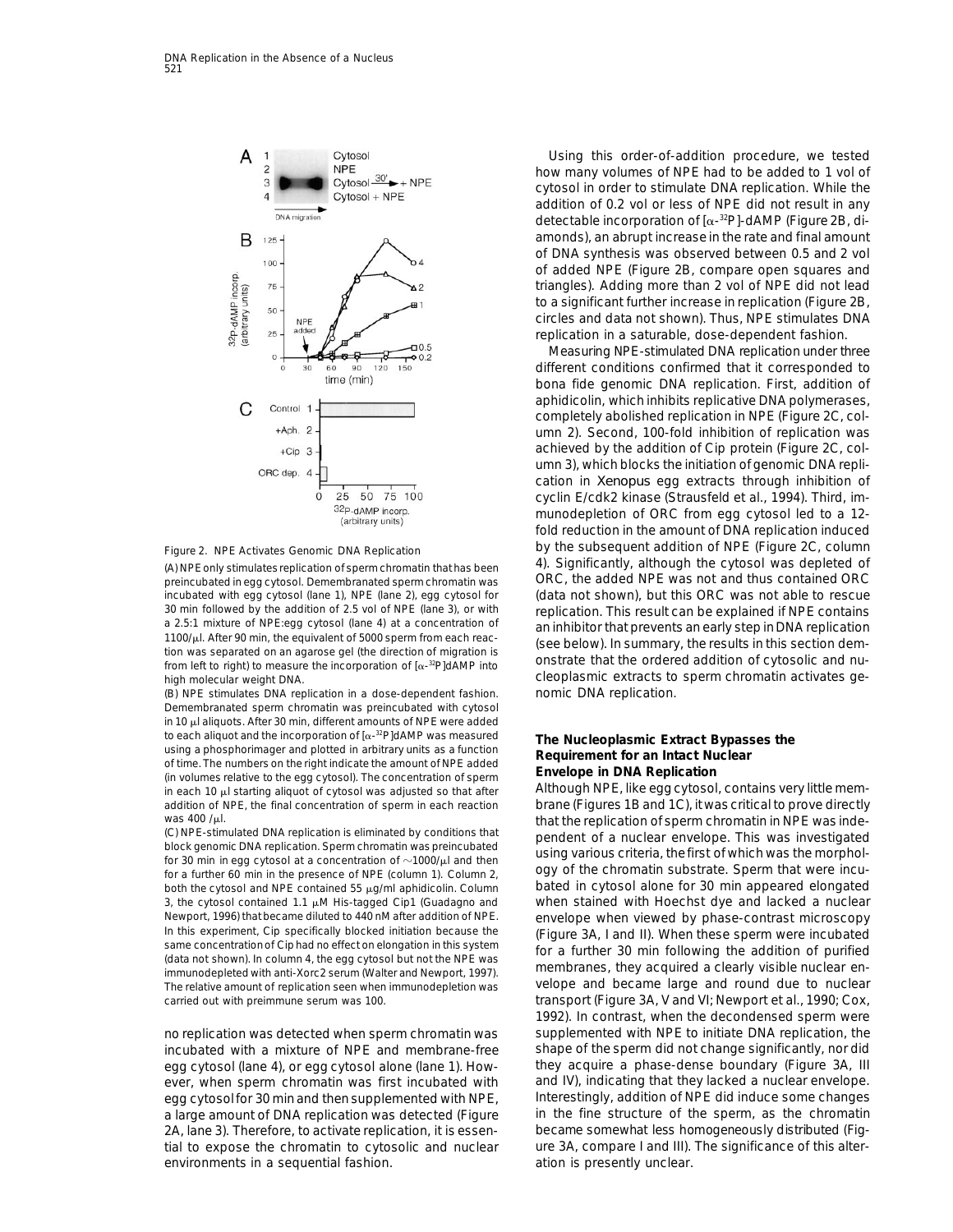Figure 2. NPE Activates Genomic DNA Replication

(A) NPE only stimulates replication of sperm chromatin that has been preincubated in egg cytosol. Demembranated sperm chromatin was incubated with egg cytosol (lane 1), NPE (lane 2), egg cytosol for 30 min followed by the addition of 2.5 vol of NPE (lane 3), or with a 2.5:1 mixture of NPE:egg cytosol (lane 4) at a concentration of 1100/μl. After 90 min, the equivalent of 5000 sperm from each reaction was separated on an agarose gel (the direction of migration is from left to right) to measure the incorporation of [$\alpha$-$^{32}$P]dAMP into high molecular weight DNA.

(B) NPE stimulates DNA replication in a dose-dependent fashion. Demembranated sperm chromatin was preincubated with cytosol in 10 μl aliquots. After 30 min, different amounts of NPE were added to each aliquot and the incorporation of [$\alpha$-$^{32}$P]dAMP was measured using a phosphorimager and plotted in arbitrary units as a function of time. The numbers on the right indicate the amount of NPE added (in volumes relative to the egg cytosol). The concentration of sperm in each 10 μl starting aliquot of cytosol was adjusted so that after addition of NPE, the final concentration of sperm in each reaction was 400 /μl.

(C) NPE-stimulated DNA replication is eliminated by conditions that block genomic DNA replication. Sperm chromatin was preincubated for 30 min in egg cytosol at a concentration of ∼1000/μl and then for a further 60 min in the presence of NPE (column 1). Column 2, both the cytosol and NPE contained 55 μg/ml aphidicolin. Column 3, the cytosol contained 1.1 μM His-tagged Cip1 (Guadagno and Newport, 1996) that became diluted to 440 nM after addition of NPE. In this experiment, Cip specifically blocked initiation because the same concentration of Cip had no effect on elongation in this system (data not shown). In column 4, the egg cytosol but not the NPE was immunodepleted with anti-Xorc2 serum (Walter and Newport, 1997). The relative amount of replication seen when immunodepletion was carried out with preimmune serum was 100.

no replication was detected when sperm chromatin was incubated with a mixture of NPE and membrane-free egg cytosol (lane 4), or egg cytosol alone (lane 1). However, when sperm chromatin was first incubated with egg cytosol for 30 min and then supplemented with NPE, a large amount of DNA replication was detected (Figure 2A, lane 3). Therefore, to activate replication, it is essential to expose the chromatin to cytosolic and nuclear environments in a sequential fashion.

Using this order-of-addition procedure, we tested how many volumes of NPE had to be added to 1 vol of cytosol in order to stimulate DNA replication. While the addition of 0.2 vol or less of NPE did not result in any detectable incorporation of [$\alpha$-$^{32}$P]-dAMP (Figure 2B, diamonds), an abrupt increase in the rate and final amount of DNA synthesis was observed between 0.5 and 2 vol of added NPE (Figure 2B, compare open squares and triangles). Adding more than 2 vol of NPE did not lead to a significant further increase in replication (Figure 2B, circles and data not shown). Thus, NPE stimulates DNA replication in a saturable, dose-dependent fashion.

Measuring NPE-stimulated DNA replication under three different conditions confirmed that it corresponded to bona fide genomic DNA replication. First, addition of aphidicolin, which inhibits replicative DNA polymerases, completely abolished replication in NPE (Figure 2C, column 2). Second, 100-fold inhibition of replication was achieved by the addition of Cip protein (Figure 2C, column 3), which blocks the initiation of genomic DNA replication in *Xenopus* egg extracts through inhibition of cyclin E/cdk2 kinase (Strausfeld et al., 1994). Third, immunodepletion of ORC from egg cytosol led to a 12-fold reduction in the amount of DNA replication induced by the subsequent addition of NPE (Figure 2C, column 4). Significantly, although the cytosol was depleted of ORC, the added NPE was not and thus contained ORC (data not shown), but this ORC was not able to rescue replication. This result can be explained if NPE contains an inhibitor that prevents an early step in DNA replication (see below). In summary, the results in this section demonstrate that the ordered addition of cytosolic and nucleoplasmic extracts to sperm chromatin activates genomic DNA replication.

## The Nucleoplasmic Extract Bypasses the Requirement for an Intact Nuclear Envelope in DNA Replication

Although NPE, like egg cytosol, contains very little membrane (Figures 1B and 1C), it was critical to prove directly that the replication of sperm chromatin in NPE was independent of a nuclear envelope. This was investigated using various criteria, the first of which was the morphology of the chromatin substrate. Sperm that were incubated in cytosol alone for 30 min appeared elongated when stained with Hoechst dye and lacked a nuclear envelope when viewed by phase-contrast microscopy (Figure 3A, I and II). When these sperm were incubated for a further 30 min following the addition of purified membranes, they acquired a clearly visible nuclear envelope and became large and round due to nuclear transport (Figure 3A, V and VI; Newport et al., 1990; Cox, 1992). In contrast, when the decondensed sperm were supplemented with NPE to initiate DNA replication, the shape of the sperm did not change significantly, nor did they acquire a phase-dense boundary (Figure 3A, III and IV), indicating that they lacked a nuclear envelope. Interestingly, addition of NPE did induce some changes in the fine structure of the sperm, as the chromatin became somewhat less homogeneously distributed (Figure 3A, compare I and III). The significance of this alteration is presently unclear.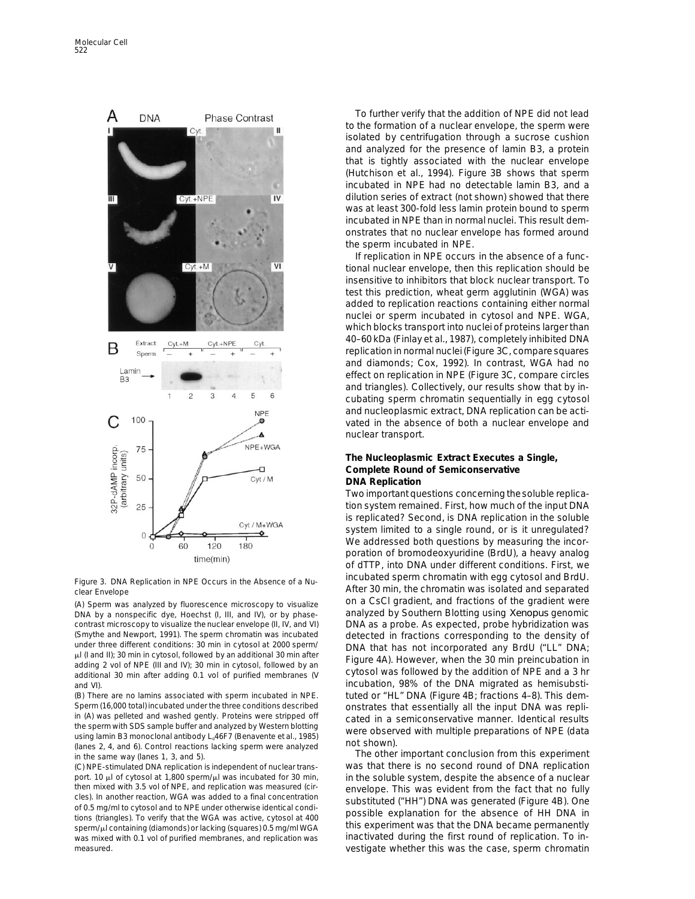Figure 3. DNA Replication in NPE Occurs in the Absence of a Nuclear Envelope

(A) Sperm was analyzed by fluorescence microscopy to visualize DNA by a nonspecific dye, Hoechst (I, III, and IV), or by phase-contrast microscopy to visualize the nuclear envelope (II, IV, and VI) (Smythe and Newport, 1991). The sperm chromatin was incubated under three different conditions: 30 min in cytosol at 2000 sperm/μl (I and II); 30 min in cytosol, followed by an additional 30 min after adding 2 vol of NPE (III and IV); 30 min in cytosol, followed by an additional 30 min after adding 0.1 vol of purified membranes (V and VI).

(B) There are no lamins associated with sperm incubated in NPE. Sperm (16,000 total) incubated under the three conditions described in (A) was pelleted and washed gently. Proteins were stripped off the sperm with SDS sample buffer and analyzed by Western blotting using lamin B3 monoclonal antibody $L_0$46F7 (Benavente et al., 1985) (lanes 2, 4, and 6). Control reactions lacking sperm were analyzed in the same way (lanes 1, 3, and 5).

(C) NPE-stimulated DNA replication is independent of nuclear transport. 10 μl of cytosol at 1,800 sperm/μl was incubated for 30 min, then mixed with 3.5 vol of NPE, and replication was measured (circles). In another reaction, WGA was added to a final concentration of 0.5 mg/ml to cytosol and to NPE under otherwise identical conditions (triangles). To verify that the WGA was active, cytosol at 400 sperm/μl containing (diamonds) or lacking (squares) 0.5 mg/ml WGA was mixed with 0.1 vol of purified membranes, and replication was measured.

To further verify that the addition of NPE did not lead to the formation of a nuclear envelope, the sperm were isolated by centrifugation through a sucrose cushion and analyzed for the presence of lamin B3, a protein that is tightly associated with the nuclear envelope (Hutchison et al., 1994). Figure 3B shows that sperm incubated in NPE had no detectable lamin B3, and a dilution series of extract (not shown) showed that there was at least 300-fold less lamin protein bound to sperm incubated in NPE than in normal nuclei. This result demonstrates that no nuclear envelope has formed around the sperm incubated in NPE.

If replication in NPE occurs in the absence of a functional nuclear envelope, then this replication should be insensitive to inhibitors that block nuclear transport. To test this prediction, wheat germ agglutinin (WGA) was added to replication reactions containing either normal nuclei or sperm incubated in cytosol and NPE. WGA, which blocks transport into nuclei of proteins larger than 40–60 kDa (Finlay et al., 1987), completely inhibited DNA replication in normal nuclei (Figure 3C, compare squares and diamonds; Cox, 1992). In contrast, WGA had no effect on replication in NPE (Figure 3C, compare circles and triangles). Collectively, our results show that by incubating sperm chromatin sequentially in egg cytosol and nucleoplasmic extract, DNA replication can be activated in the absence of both a nuclear envelope and nuclear transport.

## The Nucleoplasmic Extract Executes a Single, Complete Round of Semiconservative DNA Replication

Two important questions concerning the soluble replication system remained. First, how much of the input DNA is replicated? Second, is DNA replication in the soluble system limited to a single round, or is it unregulated? We addressed both questions by measuring the incorporation of bromodeoxyuridine (BrdU), a heavy analog of dTTP, into DNA under different conditions. First, we incubated sperm chromatin with egg cytosol and BrdU. After 30 min, the chromatin was isolated and separated on a CsCl gradient, and fractions of the gradient were analyzed by Southern Blotting using *Xenopus* genomic DNA as a probe. As expected, probe hybridization was detected in fractions corresponding to the density of DNA that has not incorporated any BrdU ("LL" DNA; Figure 4A). However, when the 30 min preincubation in cytosol was followed by the addition of NPE and a 3 hr incubation, 98% of the DNA migrated as hemisubstituted or "HL" DNA (Figure 4B; fractions 4–8). This demonstrates that essentially all the input DNA was replicated in a semiconservative manner. Identical results were observed with multiple preparations of NPE (data not shown).

The other important conclusion from this experiment was that there is no second round of DNA replication in the soluble system, despite the absence of a nuclear envelope. This was evident from the fact that no fully substituted ("HH") DNA was generated (Figure 4B). One possible explanation for the absence of HH DNA in this experiment was that the DNA became permanently inactivated during the first round of replication. To investigate whether this was the case, sperm chromatin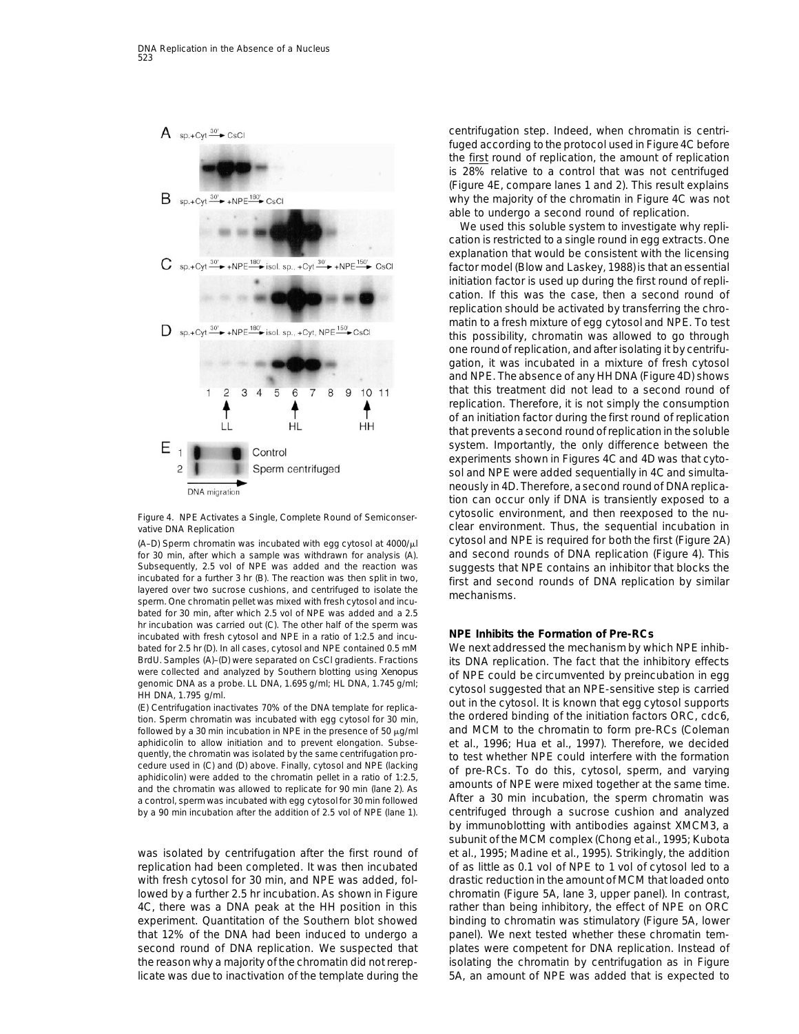Figure 4. NPE Activates a Single, Complete Round of Semiconservative DNA Replication

(A–D) Sperm chromatin was incubated with egg cytosol at 4000/μl for 30 min, after which a sample was withdrawn for analysis (A). Subsequently, 2.5 vol of NPE was added and the reaction was incubated for a further 3 hr (B). The reaction was then split in two, layered over two sucrose cushions, and centrifuged to isolate the sperm. One chromatin pellet was mixed with fresh cytosol and incubated for 30 min, after which 2.5 vol of NPE was added and a 2.5 hr incubation was carried out (C). The other half of the sperm was incubated with fresh cytosol and NPE in a ratio of 1:2.5 and incubated for 2.5 hr (D). In all cases, cytosol and NPE contained 0.5 mM BrdU. Samples (A)–(D) were separated on CsCl gradients. Fractions were collected and analyzed by Southern blotting using *Xenopus* genomic DNA as a probe. LL DNA, 1.695 g/ml; HL DNA, 1.745 g/ml; HH DNA, 1.795 g/ml.

(E) Centrifugation inactivates 70% of the DNA template for replication. Sperm chromatin was incubated with egg cytosol for 30 min, followed by a 30 min incubation in NPE in the presence of 50 μg/ml aphidicolin to allow initiation and to prevent elongation. Subsequently, the chromatin was isolated by the same centrifugation procedure used in (C) and (D) above. Finally, cytosol and NPE (lacking aphidicolin) were added to the chromatin pellet in a ratio of 1:2.5, and the chromatin was allowed to replicate for 90 min (lane 2). As a control, sperm was incubated with egg cytosol for 30 min followed by a 90 min incubation after the addition of 2.5 vol of NPE (lane 1).

was isolated by centrifugation after the first round of replication had been completed. It was then incubated with fresh cytosol for 30 min, and NPE was added, followed by a further 2.5 hr incubation. As shown in Figure 4C, there was a DNA peak at the HH position in this experiment. Quantitation of the Southern blot showed that 12% of the DNA had been induced to undergo a second round of DNA replication. We suspected that the reason why a majority of the chromatin did not rereplicate was due to inactivation of the template during the centrifugation step. Indeed, when chromatin is centrifuged according to the protocol used in Figure 4C before the first round of replication, the amount of replication is 28% relative to a control that was not centrifuged (Figure 4E, compare lanes 1 and 2). This result explains why the majority of the chromatin in Figure 4C was not able to undergo a second round of replication.

We used this soluble system to investigate why replication is restricted to a single round in egg extracts. One explanation that would be consistent with the licensing factor model (Blow and Laskey, 1988) is that an essential initiation factor is used up during the first round of replication. If this was the case, then a second round of replication should be activated by transferring the chromatin to a fresh mixture of egg cytosol and NPE. To test this possibility, chromatin was allowed to go through one round of replication, and after isolating it by centrifugation, it was incubated in a mixture of fresh cytosol and NPE. The absence of any HH DNA (Figure 4D) shows that this treatment did not lead to a second round of replication. Therefore, it is not simply the consumption of an initiation factor during the first round of replication that prevents a second round of replication in the soluble system. Importantly, the only difference between the experiments shown in Figures 4C and 4D was that cytosol and NPE were added sequentially in 4C and simultaneously in 4D. Therefore, a second round of DNA replication can occur only if DNA is transiently exposed to a cytosolic environment, and then reexposed to the nuclear environment. Thus, the sequential incubation in cytosol and NPE is required for both the first (Figure 2A) and second rounds of DNA replication (Figure 4). This suggests that NPE contains an inhibitor that blocks the first and second rounds of DNA replication by similar mechanisms.

## NPE Inhibits the Formation of Pre-RCs

We next addressed the mechanism by which NPE inhibits DNA replication. The fact that the inhibitory effects of NPE could be circumvented by preincubation in egg cytosol suggested that an NPE-sensitive step is carried out in the cytosol. It is known that egg cytosol supports the ordered binding of the initiation factors ORC, cdc6, and MCM to the chromatin to form pre-RCs (Coleman et al., 1996; Hua et al., 1997). Therefore, we decided to test whether NPE could interfere with the formation of pre-RCs. To do this, cytosol, sperm, and varying amounts of NPE were mixed together at the same time. After a 30 min incubation, the sperm chromatin was centrifuged through a sucrose cushion and analyzed by immunoblotting with antibodies against XMCM3, a subunit of the MCM complex (Chong et al., 1995; Kubota et al., 1995; Madine et al., 1995). Strikingly, the addition of as little as 0.1 vol of NPE to 1 vol of cytosol led to a drastic reduction in the amount of MCM that loaded onto chromatin (Figure 5A, lane 3, upper panel). In contrast, rather than being inhibitory, the effect of NPE on ORC binding to chromatin was stimulatory (Figure 5A, lower panel). We next tested whether these chromatin templates were competent for DNA replication. Instead of isolating the chromatin by centrifugation as in Figure 5A, an amount of NPE was added that is expected to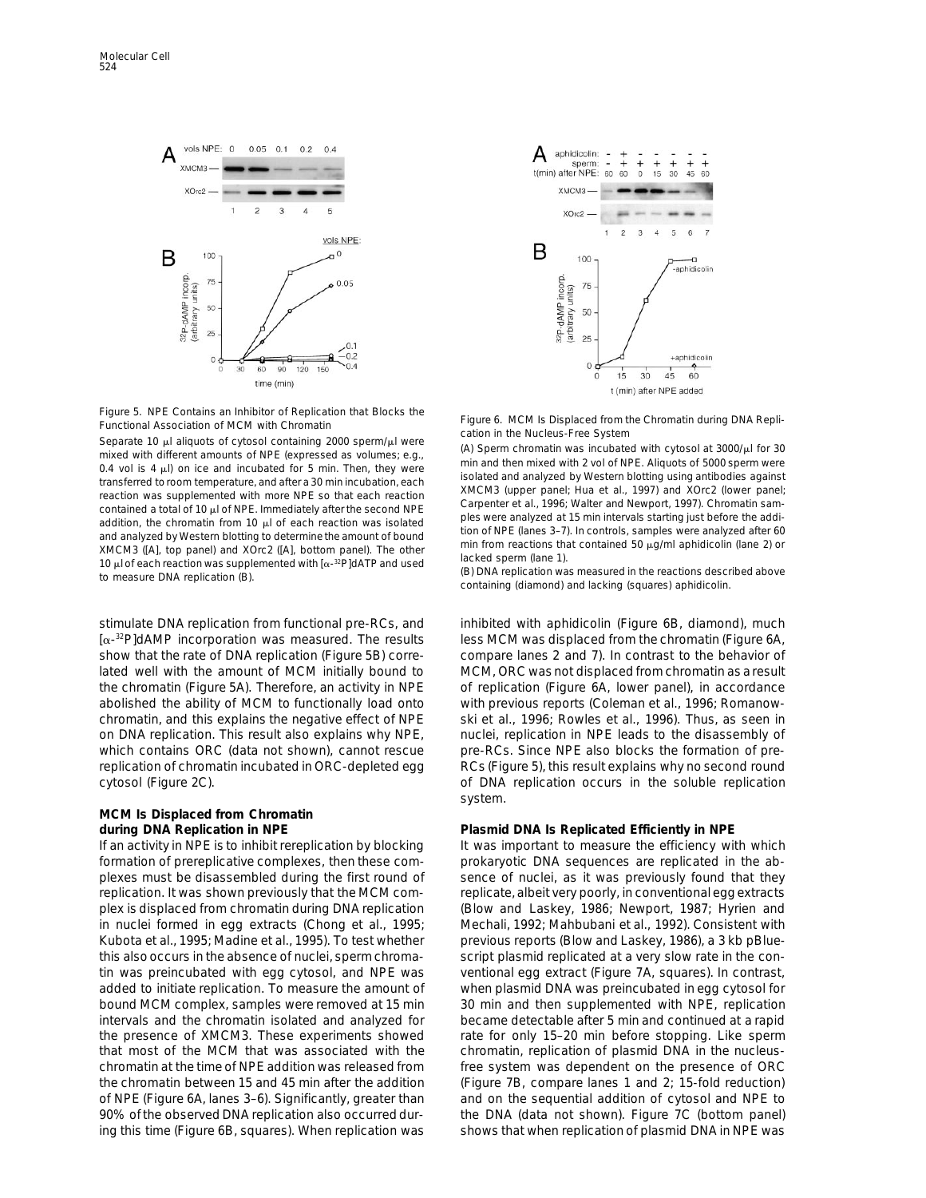Figure 5. NPE Contains an Inhibitor of Replication that Blocks the Functional Association of MCM with Chromatin

Separate 10 μl aliquots of cytosol containing 2000 sperm/μl were mixed with different amounts of NPE (expressed as volumes; e.g., 0.4 vol is 4 μl) on ice and incubated for 5 min. Then, they were transferred to room temperature, and after a 30 min incubation, each reaction was supplemented with more NPE so that each reaction contained a total of 10 μl of NPE. Immediately after the second NPE addition, the chromatin from 10 μl of each reaction was isolated and analyzed by Western blotting to determine the amount of bound XMCM3 ([A], top panel) and XOrc2 ([A], bottom panel). The other 10 μl of each reaction was supplemented with [α-$^{32}$P]dATP and used to measure DNA replication (B).

Figure 6. MCM Is Displaced from the Chromatin during DNA Replication in the Nucleus-Free System

(A) Sperm chromatin was incubated with cytosol at 3000/μl for 30 min and then mixed with 2 vol of NPE. Aliquots of 5000 sperm were isolated and analyzed by Western blotting using antibodies against XMCM3 (upper panel; Hua et al., 1997) and XOrc2 (lower panel; Carpenter et al., 1996; Walter and Newport, 1997). Chromatin samples were analyzed at 15 min intervals starting just before the addition of NPE (lanes 3–7). In controls, samples were analyzed after 60 min from reactions that contained 50 μg/ml aphidicolin (lane 2) or lacked sperm (lane 1).

(B) DNA replication was measured in the reactions described above containing (diamond) and lacking (squares) aphidicolin.

stimulate DNA replication from functional pre-RCs, and [α-$^{32}$P]dAMP incorporation was measured. The results show that the rate of DNA replication (Figure 5B) correlated well with the amount of MCM initially bound to the chromatin (Figure 5A). Therefore, an activity in NPE abolished the ability of MCM to functionally load onto chromatin, and this explains the negative effect of NPE on DNA replication. This result also explains why NPE, which contains ORC (data not shown), cannot rescue replication of chromatin incubated in ORC-depleted egg cytosol (Figure 2C).

## MCM Is Displaced from Chromatin during DNA Replication in NPE

If an activity in NPE is to inhibit rereplication by blocking formation of prereplicative complexes, then these complexes must be disassembled during the first round of replication. It was shown previously that the MCM complex is displaced from chromatin during DNA replication in nuclei formed in egg extracts (Chong et al., 1995; Kubota et al., 1995; Madine et al., 1995). To test whether this also occurs in the absence of nuclei, sperm chromatin was preincubated with egg cytosol, and NPE was added to initiate replication. To measure the amount of bound MCM complex, samples were removed at 15 min intervals and the chromatin isolated and analyzed for the presence of XMCM3. These experiments showed that most of the MCM that was associated with the chromatin at the time of NPE addition was released from the chromatin between 15 and 45 min after the addition of NPE (Figure 6A, lanes 3–6). Significantly, greater than 90% of the observed DNA replication also occurred during this time (Figure 6B, squares). When replication was inhibited with aphidicolin (Figure 6B, diamond), much less MCM was displaced from the chromatin (Figure 6A, compare lanes 2 and 7). In contrast to the behavior of MCM, ORC was not displaced from chromatin as a result of replication (Figure 6A, lower panel), in accordance with previous reports (Coleman et al., 1996; Romanowski et al., 1996; Rowles et al., 1996). Thus, as seen in nuclei, replication in NPE leads to the disassembly of pre-RCs. Since NPE also blocks the formation of pre-RCs (Figure 5), this result explains why no second round of DNA replication occurs in the soluble replication system.

## Plasmid DNA Is Replicated Efficiently in NPE

It was important to measure the efficiency with which prokaryotic DNA sequences are replicated in the absence of nuclei, as it was previously found that they replicate, albeit very poorly, in conventional egg extracts (Blow and Laskey, 1986; Newport, 1987; Hyrien and Mechali, 1992; Mahbubani et al., 1992). Consistent with previous reports (Blow and Laskey, 1986), a 3 kb pBluescript plasmid replicated at a very slow rate in the conventional egg extract (Figure 7A, squares). In contrast, when plasmid DNA was preincubated in egg cytosol for 30 min and then supplemented with NPE, replication became detectable after 5 min and continued at a rapid rate for only 15–20 min before stopping. Like sperm chromatin, replication of plasmid DNA in the nucleus-free system was dependent on the presence of ORC (Figure 7B, compare lanes 1 and 2; 15-fold reduction) and on the sequential addition of cytosol and NPE to the DNA (data not shown). Figure 7C (bottom panel) shows that when replication of plasmid DNA in NPE was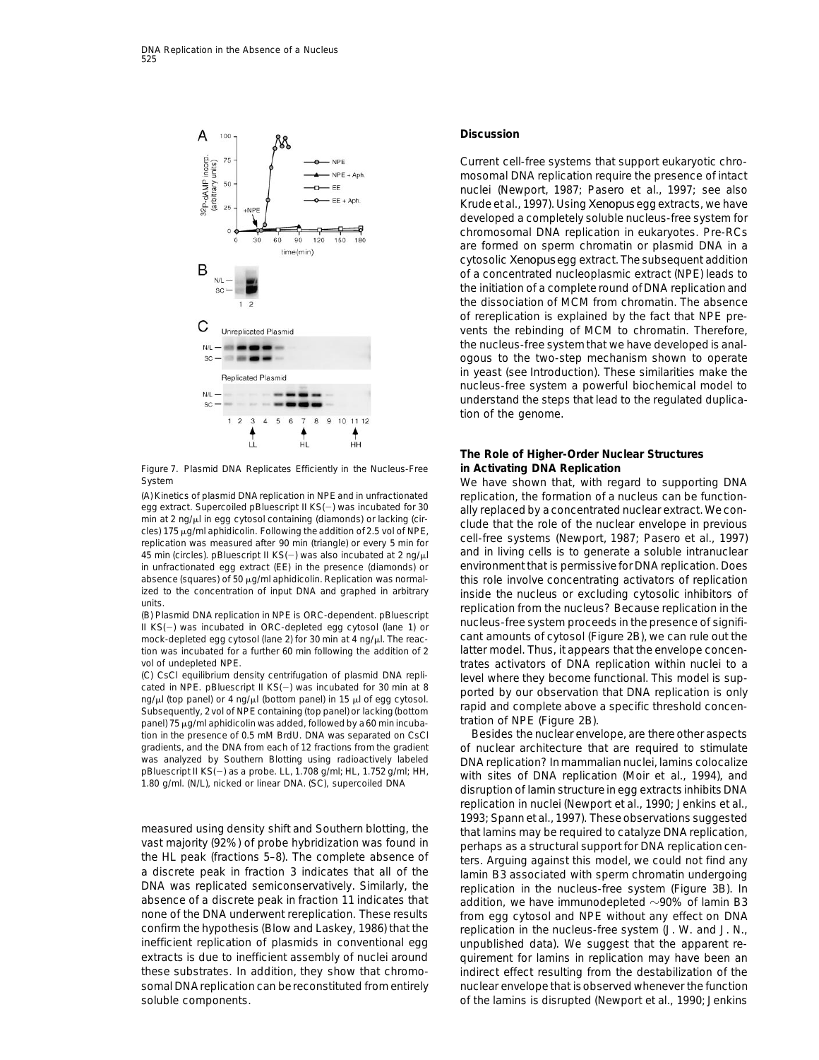Figure 7. Plasmid DNA Replicates Efficiently in the Nucleus-Free System

(A) Kinetics of plasmid DNA replication in NPE and in unfractionated egg extract. Supercoiled pBluescript II KS(−) was incubated for 30 min at 2 ng/μl in egg cytosol containing (diamonds) or lacking (circles) 175 μg/ml aphidicolin. Following the addition of 2.5 vol of NPE, replication was measured after 90 min (triangle) or every 5 min for 45 min (circles). pBluescript II KS(−) was also incubated at 2 ng/μl in unfractionated egg extract (EE) in the presence (diamonds) or absence (squares) of 50 μg/ml aphidicolin. Replication was normalized to the concentration of input DNA and graphed in arbitrary units.

(B) Plasmid DNA replication in NPE is ORC-dependent. pBluescript II KS(−) was incubated in ORC-depleted egg cytosol (lane 1) or mock-depleted egg cytosol (lane 2) for 30 min at 4 ng/μl. The reaction was incubated for a further 60 min following the addition of 2 vol of undepleted NPE.

(C) CsCl equilibrium density centrifugation of plasmid DNA replicated in NPE. pBluescript II KS(−) was incubated for 30 min at 8 ng/μl (top panel) or 4 ng/μl (bottom panel) in 15 μl of egg cytosol. Subsequently, 2 vol of NPE containing (top panel) or lacking (bottom panel) 75 μg/ml aphidicolin was added, followed by a 60 min incubation in the presence of 0.5 mM BrdU. DNA was separated on CsCl gradients, and the DNA from each of 12 fractions from the gradient was analyzed by Southern Blotting using radioactively labeled pBluescript II KS(−) as a probe. LL, 1.708 g/ml; HL, 1.752 g/ml; HH, 1.80 g/ml. (N/L), nicked or linear DNA. (SC), supercoiled DNA

measured using density shift and Southern blotting, the vast majority (92%) of probe hybridization was found in the HL peak (fractions 5–8). The complete absence of a discrete peak in fraction 3 indicates that all of the DNA was replicated semiconservatively. Similarly, the absence of a discrete peak in fraction 11 indicates that none of the DNA underwent rereplication. These results confirm the hypothesis (Blow and Laskey, 1986) that the inefficient replication of plasmids in conventional egg extracts is due to inefficient assembly of nuclei around these substrates. In addition, they show that chromosomal DNA replication can be reconstituted from entirely soluble components.

## Discussion

Current cell-free systems that support eukaryotic chromosomal DNA replication require the presence of intact nuclei (Newport, 1987; Pasero et al., 1997; see also Krude et al., 1997). Using *Xenopus* egg extracts, we have developed a completely soluble nucleus-free system for chromosomal DNA replication in eukaryotes. Pre-RCs are formed on sperm chromatin or plasmid DNA in a cytosolic *Xenopus* egg extract. The subsequent addition of a concentrated nucleoplasmic extract (NPE) leads to the initiation of a complete round of DNA replication and the dissociation of MCM from chromatin. The absence of rereplication is explained by the fact that NPE prevents the rebinding of MCM to chromatin. Therefore, the nucleus-free system that we have developed is analogous to the two-step mechanism shown to operate in yeast (see Introduction). These similarities make the nucleus-free system a powerful biochemical model to understand the steps that lead to the regulated duplication of the genome.

### The Role of Higher-Order Nuclear Structures in Activating DNA Replication

We have shown that, with regard to supporting DNA replication, the formation of a nucleus can be functionally replaced by a concentrated nuclear extract. We conclude that the role of the nuclear envelope in previous cell-free systems (Newport, 1987; Pasero et al., 1997) and in living cells is to generate a soluble intranuclear environment that is permissive for DNA replication. Does this role involve concentrating activators of replication inside the nucleus or excluding cytosolic inhibitors of replication from the nucleus? Because replication in the nucleus-free system proceeds in the presence of significant amounts of cytosol (Figure 2B), we can rule out the latter model. Thus, it appears that the envelope concentrates activators of DNA replication within nuclei to a level where they become functional. This model is supported by our observation that DNA replication is only rapid and complete above a specific threshold concentration of NPE (Figure 2B).

Besides the nuclear envelope, are there other aspects of nuclear architecture that are required to stimulate DNA replication? In mammalian nuclei, lamins colocalize with sites of DNA replication (Moir et al., 1994), and disruption of lamin structure in egg extracts inhibits DNA replication in nuclei (Newport et al., 1990; Jenkins et al., 1993; Spann et al., 1997). These observations suggested that lamins may be required to catalyze DNA replication, perhaps as a structural support for DNA replication centers. Arguing against this model, we could not find any lamin B3 associated with sperm chromatin undergoing replication in the nucleus-free system (Figure 3B). In addition, we have immunodepleted ~90% of lamin B3 from egg cytosol and NPE without any effect on DNA replication in the nucleus-free system (J. W. and J. N., unpublished data). We suggest that the apparent requirement for lamins in replication may have been an indirect effect resulting from the destabilization of the nuclear envelope that is observed whenever the function of the lamins is disrupted (Newport et al., 1990; Jenkins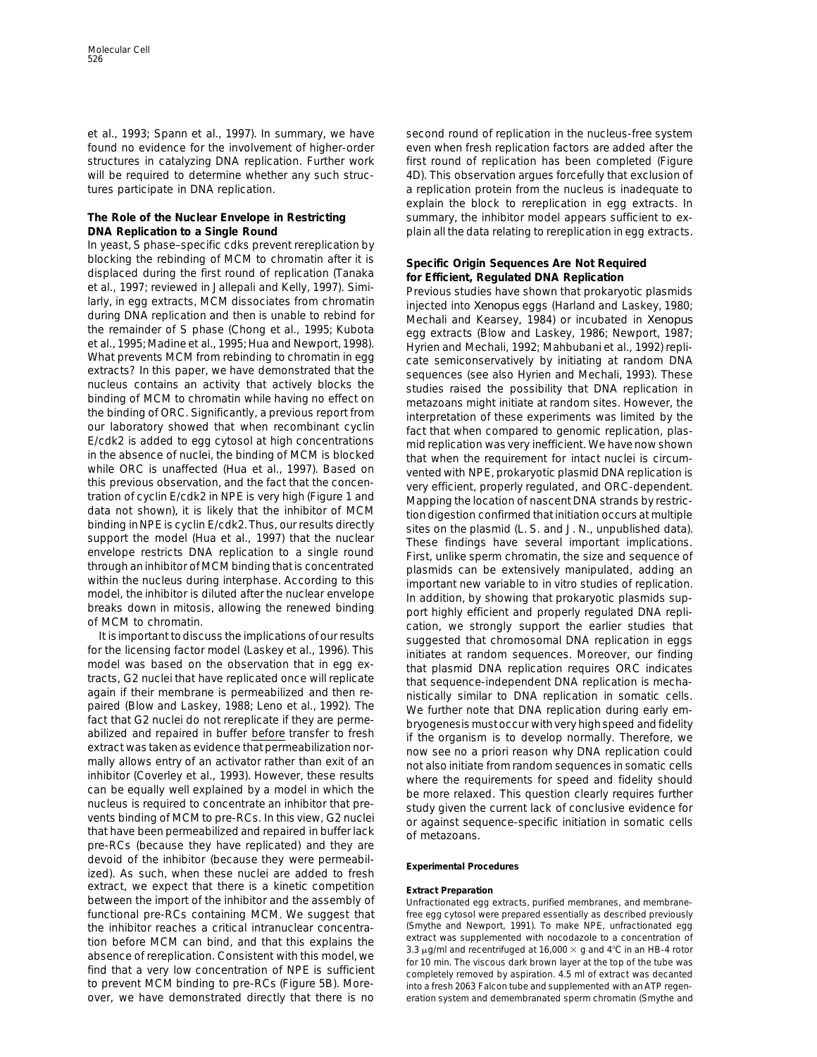et al., 1993; Spann et al., 1997). In summary, we have found no evidence for the involvement of higher-order structures in catalyzing DNA replication. Further work will be required to determine whether any such structures participate in DNA replication.

## The Role of the Nuclear Envelope in Restricting DNA Replication to a Single Round

In yeast, S phase–specific cdks prevent rereplication by blocking the rebinding of MCM to chromatin after it is displaced during the first round of replication (Tanaka et al., 1997; reviewed in Jallepali and Kelly, 1997). Similarly, in egg extracts, MCM dissociates from chromatin during DNA replication and then is unable to rebind for the remainder of S phase (Chong et al., 1995; Kubota et al., 1995; Madine et al., 1995; Hua and Newport, 1998). What prevents MCM from rebinding to chromatin in egg extracts? In this paper, we have demonstrated that the nucleus contains an activity that actively blocks the binding of MCM to chromatin while having no effect on the binding of ORC. Significantly, a previous report from our laboratory showed that when recombinant cyclin E/cdk2 is added to egg cytosol at high concentrations in the absence of nuclei, the binding of MCM is blocked while ORC is unaffected (Hua et al., 1997). Based on this previous observation, and the fact that the concentration of cyclin E/cdk2 in NPE is very high (Figure 1 and data not shown), it is likely that the inhibitor of MCM binding in NPE is cyclin E/cdk2. Thus, our results directly support the model (Hua et al., 1997) that the nuclear envelope restricts DNA replication to a single round through an inhibitor of MCM binding that is concentrated within the nucleus during interphase. According to this model, the inhibitor is diluted after the nuclear envelope breaks down in mitosis, allowing the renewed binding of MCM to chromatin.

It is important to discuss the implications of our results for the licensing factor model (Laskey et al., 1996). This model was based on the observation that in egg extracts, G2 nuclei that have replicated once will replicate again if their membrane is permeabilized and then repaired (Blow and Laskey, 1988; Leno et al., 1992). The fact that G2 nuclei do not rereplicate if they are permeabilized and repaired in buffer before transfer to fresh extract was taken as evidence that permeabilization normally allows entry of an activator rather than exit of an inhibitor (Coverley et al., 1993). However, these results can be equally well explained by a model in which the nucleus is required to concentrate an inhibitor that prevents binding of MCM to pre-RCs. In this view, G2 nuclei that have been permeabilized and repaired in buffer lack pre-RCs (because they have replicated) and they are devoid of the inhibitor (because they were permeabilized). As such, when these nuclei are added to fresh extract, we expect that there is a kinetic competition between the import of the inhibitor and the assembly of functional pre-RCs containing MCM. We suggest that the inhibitor reaches a critical intranuclear concentration before MCM can bind, and that this explains the absence of rereplication. Consistent with this model, we find that a very low concentration of NPE is sufficient to prevent MCM binding to pre-RCs (Figure 5B). Moreover, we have demonstrated directly that there is no second round of replication in the nucleus-free system even when fresh replication factors are added after the first round of replication has been completed (Figure 4D). This observation argues forcefully that exclusion of a replication protein from the nucleus is inadequate to explain the block to rereplication in egg extracts. In summary, the inhibitor model appears sufficient to explain all the data relating to rereplication in egg extracts.

## Specific Origin Sequences Are Not Required for Efficient, Regulated DNA Replication

Previous studies have shown that prokaryotic plasmids injected into *Xenopus* eggs (Harland and Laskey, 1980; Mechali and Kearsey, 1984) or incubated in *Xenopus* egg extracts (Blow and Laskey, 1986; Newport, 1987; Hyrien and Mechali, 1992; Mahbubani et al., 1992) replicate semiconservatively by initiating at random DNA sequences (see also Hyrien and Mechali, 1993). These studies raised the possibility that DNA replication in metazoans might initiate at random sites. However, the interpretation of these experiments was limited by the fact that when compared to genomic replication, plasmid replication was very inefficient. We have now shown that when the requirement for intact nuclei is circumvented with NPE, prokaryotic plasmid DNA replication is very efficient, properly regulated, and ORC-dependent. Mapping the location of nascent DNA strands by restriction digestion confirmed that initiation occurs at multiple sites on the plasmid (L. S. and J. N., unpublished data). These findings have several important implications. First, unlike sperm chromatin, the size and sequence of plasmids can be extensively manipulated, adding an important new variable to in vitro studies of replication. In addition, by showing that prokaryotic plasmids support highly efficient and properly regulated DNA replication, we strongly support the earlier studies that suggested that chromosomal DNA replication in eggs initiates at random sequences. Moreover, our finding that plasmid DNA replication requires ORC indicates that sequence-independent DNA replication is mechanistically similar to DNA replication in somatic cells. We further note that DNA replication during early embryogenesis must occur with very high speed and fidelity if the organism is to develop normally. Therefore, we now see no a priori reason why DNA replication could not also initiate from random sequences in somatic cells where the requirements for speed and fidelity should be more relaxed. This question clearly requires further study given the current lack of conclusive evidence for or against sequence-specific initiation in somatic cells of metazoans.

## Experimental Procedures

### Extract Preparation

Unfractionated egg extracts, purified membranes, and membrane-free egg cytosol were prepared essentially as described previously (Smythe and Newport, 1991). To make NPE, unfractionated egg extract was supplemented with nocodazole to a concentration of 3.3 μg/ml and recentrifuged at 16,000 × g and 4°C in an HB-4 rotor for 10 min. The viscous dark brown layer at the top of the tube was completely removed by aspiration. 4.5 ml of extract was decanted into a fresh 2063 Falcon tube and supplemented with an ATP regeneration system and demembranated sperm chromatin (Smythe and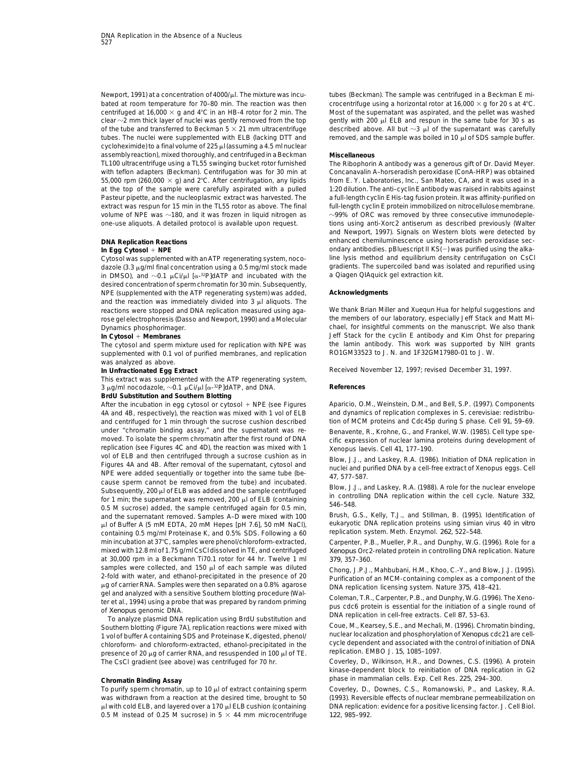Newport, 1991) at a concentration of 4000/μl. The mixture was incubated at room temperature for 70–80 min. The reaction was then centrifuged at 16,000 × g and 4°C in an HB-4 rotor for 2 min. The clear ∼2 mm thick layer of nuclei was gently removed from the top of the tube and transferred to Beckman 5 × 21 mm ultracentrifuge tubes. The nuclei were supplemented with ELB (lacking DTT and cycloheximide) to a final volume of 225 μl (assuming a 4.5 ml nuclear assembly reaction), mixed thoroughly, and centrifuged in a Beckman TL100 ultracentrifuge using a TL55 swinging bucket rotor furnished with teflon adapters (Beckman). Centrifugation was for 30 min at 55,000 rpm (260,000 × g) and 2°C. After centrifugation, any lipids at the top of the sample were carefully aspirated with a pulled Pasteur pipette, and the nucleoplasmic extract was harvested. The extract was respun for 15 min in the TL55 rotor as above. The final volume of NPE was ∼180, and it was frozen in liquid nitrogen as one-use aliquots. A detailed protocol is available upon request.

### DNA Replication Reactions

#### In Egg Cytosol + NPE

Cytosol was supplemented with an ATP regenerating system, nocodazole (3.3 μg/ml final concentration using a 0.5 mg/ml stock made in DMSO), and ∼0.1 μCi/μl [α-$^{32}$P]dATP and incubated with the desired concentration of sperm chromatin for 30 min. Subsequently, NPE (supplemented with the ATP regenerating system) was added, and the reaction was immediately divided into 3 μl aliquots. The reactions were stopped and DNA replication measured using agarose gel electrophoresis (Dasso and Newport, 1990) and a Molecular Dynamics phosphorimager.

#### In Cytosol + Membranes

The cytosol and sperm mixture used for replication with NPE was supplemented with 0.1 vol of purified membranes, and replication was analyzed as above.

#### In Unfractionated Egg Extract

This extract was supplemented with the ATP regenerating system, 3 μg/ml nocodazole, ∼0.1 μCi/μl [α-$^{32}$P]dATP, and DNA.

### BrdU Substitution and Southern Blotting

After the incubation in egg cytosol or cytosol + NPE (see Figures 4A and 4B, respectively), the reaction was mixed with 1 vol of ELB and centrifuged for 1 min through the sucrose cushion described under "chromatin binding assay," and the supernatant was removed. To isolate the sperm chromatin after the first round of DNA replication (see Figures 4C and 4D), the reaction was mixed with 1 vol of ELB and then centrifuged through a sucrose cushion as in Figures 4A and 4B. After removal of the supernatant, cytosol and NPE were added sequentially or together into the same tube (because sperm cannot be removed from the tube) and incubated. Subsequently, 200 μl of ELB was added and the sample centrifuged for 1 min; the supernatant was removed, 200 μl of ELB (containing 0.5 M sucrose) added, the sample centrifuged again for 0.5 min, and the supernatant removed. Samples A–D were mixed with 100 μl of Buffer A (5 mM EDTA, 20 mM Hepes [pH 7.6], 50 mM NaCl), containing 0.5 mg/ml Proteinase K, and 0.5% SDS. Following a 60 min incubation at 37°C, samples were phenol/chloroform-extracted, mixed with 12.8 ml of 1.75 g/ml CsCl dissolved in TE, and centrifuged at 30,000 rpm in a Beckmann Ti70.1 rotor for 44 hr. Twelve 1 ml samples were collected, and 150 μl of each sample was diluted 2-fold with water, and ethanol-precipitated in the presence of 20 μg of carrier RNA. Samples were then separated on a 0.8% agarose gel and analyzed with a sensitive Southern blotting procedure (Walter et al., 1994) using a probe that was prepared by random priming of *Xenopus* genomic DNA.

To analyze plasmid DNA replication using BrdU substitution and Southern blotting (Figure 7A), replication reactions were mixed with 1 vol of buffer A containing SDS and Proteinase K, digested, phenol/chloroform- and chloroform-extracted, ethanol-precipitated in the presence of 20 μg of carrier RNA, and resuspended in 100 μl of TE. The CsCl gradient (see above) was centrifuged for 70 hr.

### Chromatin Binding Assay

To purify sperm chromatin, up to 10 μl of extract containing sperm was withdrawn from a reaction at the desired time, brought to 50 μl with cold ELB, and layered over a 170 μl ELB cushion (containing 0.5 M instead of 0.25 M sucrose) in 5 × 44 mm microcentrifuge tubes (Beckman). The sample was centrifuged in a Beckman E microcentrifuge using a horizontal rotor at 16,000 × g for 20 s at 4°C. Most of the supernatant was aspirated, and the pellet was washed gently with 200 μl ELB and respun in the same tube for 30 s as described above. All but ∼3 μl of the supernatant was carefully removed, and the sample was boiled in 10 μl of SDS sample buffer.

### Miscellaneous

The Ribophorin A antibody was a generous gift of Dr. David Meyer. Concanavalin A–horseradish peroxidase (ConA-HRP) was obtained from E. Y. Laboratories, Inc., San Mateo, CA, and it was used in a 1:20 dilution. The anti–cyclin E antibody was raised in rabbits against a full-length cyclin E His-tag fusion protein. It was affinity-purified on full-length cyclin E protein immobilized on nitrocellulose membrane. ∼99% of ORC was removed by three consecutive immunodepletions using anti-Xorc2 antiserum as described previously (Walter and Newport, 1997). Signals on Western blots were detected by enhanced chemiluminescence using horseradish peroxidase secondary antibodies. pBluescript II KS(−) was purified using the alkaline lysis method and equilibrium density centrifugation on CsCl gradients. The supercoiled band was isolated and repurified using a Qiagen QIAquick gel extraction kit.

## Acknowledgments

We thank Brian Miller and Xuequn Hua for helpful suggestions and the members of our laboratory, especially Jeff Stack and Matt Michael, for insightful comments on the manuscript. We also thank Jeff Stack for the cyclin E antibody and Kim Ohst for preparing the lamin antibody. This work was supported by NIH grants RO1GM33523 to J. N. and 1F32GM17980-01 to J. W.

Received November 12, 1997; revised December 31, 1997.

## References

Aparicio, O.M., Weinstein, D.M., and Bell, S.P. (1997). Components and dynamics of replication complexes in S. cerevisiae: redistribution of MCM proteins and Cdc45p during S phase. Cell *91*, 59–69.

Benavente, R., Krohne, G., and Frankel, W.W. (1985). Cell type specific expression of nuclear lamina proteins during development of Xenopus laevis. Cell *41*, 177–190.

Blow, J.J., and Laskey, R.A. (1986). Initiation of DNA replication in nuclei and purified DNA by a cell-free extract of Xenopus eggs. Cell *47*, 577–587.

Blow, J.J., and Laskey, R.A. (1988). A role for the nuclear envelope in controlling DNA replication within the cell cycle. Nature *332*, 546–548.

Brush, G.S., Kelly, T.J., and Stillman, B. (1995). Identification of eukaryotic DNA replication proteins using simian virus 40 in vitro replication system. Meth. Enzymol. *262*, 522–548.

Carpenter, P.B., Mueller, P.R., and Dunphy, W.G. (1996). Role for a *Xenopus* Orc2-related protein in controlling DNA replication. Nature *379*, 357–360.

Chong, J.P.J., Mahbubani, H.M., Khoo, C.-Y., and Blow, J.J. (1995). Purification of an MCM-containing complex as a component of the DNA replication licensing system. Nature *375*, 418–421.

Coleman, T.R., Carpenter, P.B., and Dunphy, W.G. (1996). The Xenopus cdc6 protein is essential for the initiation of a single round of DNA replication in cell-free extracts. Cell *87*, 53–63.

Coue, M., Kearsey, S.E., and Mechali, M. (1996). Chromatin binding, nuclear localization and phosphorylation of *Xenopus* cdc21 are cell-cycle dependent and associated with the control of initiation of DNA replication. EMBO J. *15*, 1085–1097.

Coverley, D., Wilkinson, H.R., and Downes, C.S. (1996). A protein kinase-dependent block to reinitiation of DNA replication in G2 phase in mammalian cells. Exp. Cell Res. *225*, 294–300.

Coverley, D., Downes, C.S., Romanowski, P., and Laskey, R.A. (1993). Reversible effects of nuclear membrane permeabilization on DNA replication: evidence for a positive licensing factor. J. Cell Biol. *122*, 985–992.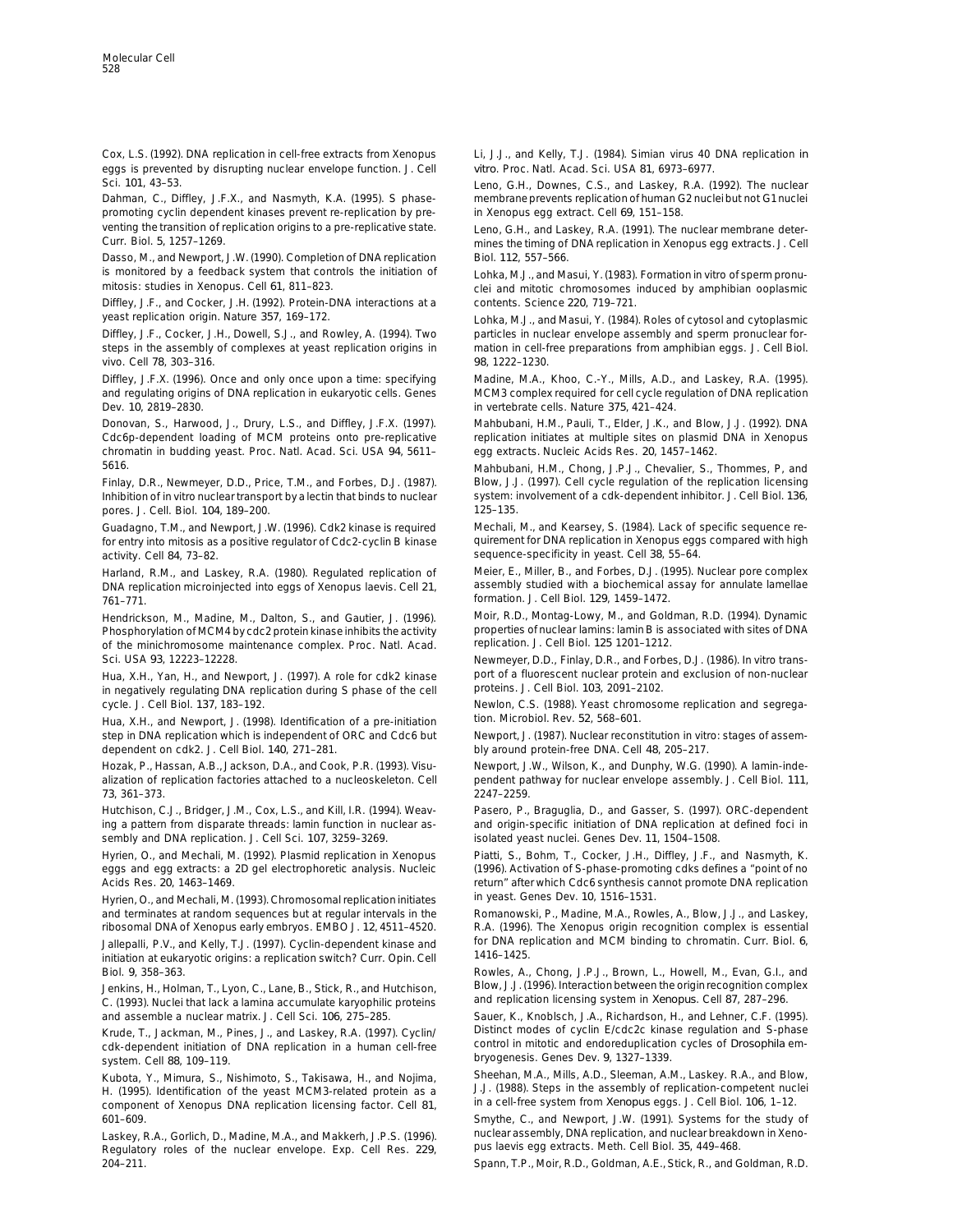Cox, L.S. (1992). DNA replication in cell-free extracts from Xenopus eggs is prevented by disrupting nuclear envelope function. J. Cell Sci. *101*, 43–53.

Dahman, C., Diffley, J.F.X., and Nasmyth, K.A. (1995). S phase-promoting cyclin dependent kinases prevent re-replication by preventing the transition of replication origins to a pre-replicative state. Curr. Biol. *5*, 1257–1269.

Dasso, M., and Newport, J.W. (1990). Completion of DNA replication is monitored by a feedback system that controls the initiation of mitosis: studies in Xenopus. Cell *61*, 811–823.

Diffley, J.F., and Cocker, J.H. (1992). Protein-DNA interactions at a yeast replication origin. Nature *357*, 169–172.

Diffley, J.F., Cocker, J.H., Dowell, S.J., and Rowley, A. (1994). Two steps in the assembly of complexes at yeast replication origins in vivo. Cell *78*, 303–316.

Diffley, J.F.X. (1996). Once and only once upon a time: specifying and regulating origins of DNA replication in eukaryotic cells. Genes Dev. *10*, 2819–2830.

Donovan, S., Harwood, J., Drury, L.S., and Diffley, J.F.X. (1997). Cdc6p-dependent loading of MCM proteins onto pre-replicative chromatin in budding yeast. Proc. Natl. Acad. Sci. USA *94*, 5611–5616.

Finlay, D.R., Newmeyer, D.D., Price, T.M., and Forbes, D.J. (1987). Inhibition of in vitro nuclear transport by a lectin that binds to nuclear pores. J. Cell. Biol. *104*, 189–200.

Guadagno, T.M., and Newport, J.W. (1996). Cdk2 kinase is required for entry into mitosis as a positive regulator of Cdc2-cyclin B kinase activity. Cell *84*, 73–82.

Harland, R.M., and Laskey, R.A. (1980). Regulated replication of DNA replication microinjected into eggs of Xenopus laevis. Cell *21*, 761–771.

Hendrickson, M., Madine, M., Dalton, S., and Gautier, J. (1996). Phosphorylation of MCM4 by cdc2 protein kinase inhibits the activity of the minichromosome maintenance complex. Proc. Natl. Acad. Sci. USA *93*, 12223–12228.

Hua, X.H., Yan, H., and Newport, J. (1997). A role for cdk2 kinase in negatively regulating DNA replication during S phase of the cell cycle. J. Cell Biol. *137*, 183–192.

Hua, X.H., and Newport, J. (1998). Identification of a pre-initiation step in DNA replication which is independent of ORC and Cdc6 but dependent on cdk2. J. Cell Biol. *140*, 271–281.

Hozak, P., Hassan, A.B., Jackson, D.A., and Cook, P.R. (1993). Visualization of replication factories attached to a nucleoskeleton. Cell *73*, 361–373.

Hutchison, C.J., Bridger, J.M., Cox, L.S., and Kill, I.R. (1994). Weaving a pattern from disparate threads: lamin function in nuclear assembly and DNA replication. J. Cell Sci. *107*, 3259–3269.

Hyrien, O., and Mechali, M. (1992). Plasmid replication in Xenopus eggs and egg extracts: a 2D gel electrophoretic analysis. Nucleic Acids Res. *20*, 1463–1469.

Hyrien, O., and Mechali, M. (1993). Chromosomal replication initiates and terminates at random sequences but at regular intervals in the ribosomal DNA of Xenopus early embryos. EMBO J. *12*, 4511–4520.

Jallepalli, P.V., and Kelly, T.J. (1997). Cyclin-dependent kinase and initiation at eukaryotic origins: a replication switch? Curr. Opin. Cell Biol. *9*, 358–363.

Jenkins, H., Holman, T., Lyon, C., Lane, B., Stick, R., and Hutchison, C. (1993). Nuclei that lack a lamina accumulate karyophilic proteins and assemble a nuclear matrix. J. Cell Sci. *106*, 275–285.

Krude, T., Jackman, M., Pines, J., and Laskey, R.A. (1997). Cyclin/cdk-dependent initiation of DNA replication in a human cell-free system. Cell *88*, 109–119.

Kubota, Y., Mimura, S., Nishimoto, S., Takisawa, H., and Nojima, H. (1995). Identification of the yeast MCM3-related protein as a component of Xenopus DNA replication licensing factor. Cell *81*, 601–609.

Laskey, R.A., Gorlich, D., Madine, M.A., and Makkerh, J.P.S. (1996). Regulatory roles of the nuclear envelope. Exp. Cell Res. *229*, 204–211.

Li, J.J., and Kelly, T.J. (1984). Simian virus 40 DNA replication in vitro. Proc. Natl. Acad. Sci. USA *81*, 6973–6977.

Leno, G.H., Downes, C.S., and Laskey, R.A. (1992). The nuclear membrane prevents replication of human G2 nuclei but not G1 nuclei in Xenopus egg extract. Cell *69*, 151–158.

Leno, G.H., and Laskey, R.A. (1991). The nuclear membrane determines the timing of DNA replication in Xenopus egg extracts. J. Cell Biol. *112*, 557–566.

Lohka, M.J., and Masui, Y. (1983). Formation in vitro of sperm pronuclei and mitotic chromosomes induced by amphibian ooplasmic contents. Science *220*, 719–721.

Lohka, M.J., and Masui, Y. (1984). Roles of cytosol and cytoplasmic particles in nuclear envelope assembly and sperm pronuclear formation in cell-free preparations from amphibian eggs. J. Cell Biol. *98*, 1222–1230.

Madine, M.A., Khoo, C.-Y., Mills, A.D., and Laskey, R.A. (1995). MCM3 complex required for cell cycle regulation of DNA replication in vertebrate cells. Nature *375*, 421–424.

Mahbubani, H.M., Pauli, T., Elder, J.K., and Blow, J.J. (1992). DNA replication initiates at multiple sites on plasmid DNA in Xenopus egg extracts. Nucleic Acids Res. *20*, 1457–1462.

Mahbubani, H.M., Chong, J.P.J., Chevalier, S., Thommes, P., and Blow, J.J. (1997). Cell cycle regulation of the replication licensing system: involvement of a cdk-dependent inhibitor. J. Cell Biol. *136*, 125–135.

Mechali, M., and Kearsey, S. (1984). Lack of specific sequence requirement for DNA replication in Xenopus eggs compared with high sequence-specificity in yeast. Cell *38*, 55–64.

Meier, E., Miller, B., and Forbes, D.J. (1995). Nuclear pore complex assembly studied with a biochemical assay for annulate lamellae formation. J. Cell Biol. *129*, 1459–1472.

Moir, R.D., Montag-Lowy, M., and Goldman, R.D. (1994). Dynamic properties of nuclear lamins: lamin B is associated with sites of DNA replication. J. Cell Biol. *125* 1201–1212.

Newmeyer, D.D., Finlay, D.R., and Forbes, D.J. (1986). In vitro transport of a fluorescent nuclear protein and exclusion of non-nuclear proteins. J. Cell Biol. *103*, 2091–2102.

Newlon, C.S. (1988). Yeast chromosome replication and segregation. Microbiol. Rev. *52*, 568–601.

Newport, J. (1987). Nuclear reconstitution in vitro: stages of assembly around protein-free DNA. Cell *48*, 205–217.

Newport, J.W., Wilson, K., and Dunphy, W.G. (1990). A lamin-independent pathway for nuclear envelope assembly. J. Cell Biol. *111*, 2247–2259.

Pasero, P., Braguglia, D., and Gasser, S. (1997). ORC-dependent and origin-specific initiation of DNA replication at defined foci in isolated yeast nuclei. Genes Dev. *11*, 1504–1508.

Piatti, S., Bohm, T., Cocker, J.H., Diffley, J.F., and Nasmyth, K. (1996). Activation of S-phase-promoting cdks defines a "point of no return" after which Cdc6 synthesis cannot promote DNA replication in yeast. Genes Dev. *10*, 1516–1531.

Romanowski, P., Madine, M.A., Rowles, A., Blow, J.J., and Laskey, R.A. (1996). The Xenopus origin recognition complex is essential for DNA replication and MCM binding to chromatin. Curr. Biol. *6*, 1416–1425.

Rowles, A., Chong, J.P.J., Brown, L., Howell, M., Evan, G.I., and Blow, J.J. (1996). Interaction between the origin recognition complex and replication licensing system in *Xenopus*. Cell *87*, 287–296.

Sauer, K., Knoblsch, J.A., Richardson, H., and Lehner, C.F. (1995). Distinct modes of cyclin E/cdc2c kinase regulation and S-phase control in mitotic and endoreduplication cycles of *Drosophila* embryogenesis. Genes Dev. *9*, 1327–1339.

Sheehan, M.A., Mills, A.D., Sleeman, A.M., Laskey. R.A., and Blow, J.J. (1988). Steps in the assembly of replication-competent nuclei in a cell-free system from *Xenopus* eggs. J. Cell Biol. *106*, 1–12.

Smythe, C., and Newport, J.W. (1991). Systems for the study of nuclear assembly, DNA replication, and nuclear breakdown in Xenopus laevis egg extracts. Meth. Cell Biol. *35*, 449–468.

Spann, T.P., Moir, R.D., Goldman, A.E., Stick, R., and Goldman, R.D.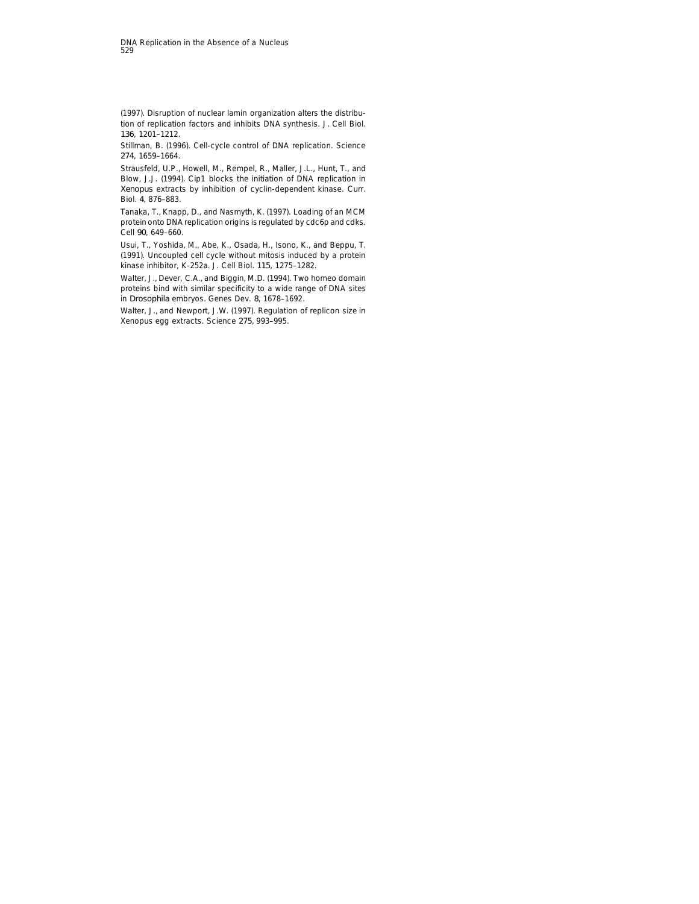(1997). Disruption of nuclear lamin organization alters the distribution of replication factors and inhibits DNA synthesis. J. Cell Biol. 136, 1201–1212.

Stillman, B. (1996). Cell-cycle control of DNA replication. Science 274, 1659–1664.

Strausfeld, U.P., Howell, M., Rempel, R., Maller, J.L., Hunt, T., and Blow, J.J. (1994). Cip1 blocks the initiation of DNA replication in *Xenopus* extracts by inhibition of cyclin-dependent kinase. Curr. Biol. 4, 876–883.

Tanaka, T., Knapp, D., and Nasmyth, K. (1997). Loading of an MCM protein onto DNA replication origins is regulated by cdc6p and cdks. Cell 90, 649–660.

Usui, T., Yoshida, M., Abe, K., Osada, H., Isono, K., and Beppu, T. (1991). Uncoupled cell cycle without mitosis induced by a protein kinase inhibitor, K-252a. J. Cell Biol. 115, 1275–1282.

Walter, J., Dever, C.A., and Biggin, M.D. (1994). Two homeo domain proteins bind with similar specificity to a wide range of DNA sites in *Drosophila* embryos. Genes Dev. 8, 1678–1692.

Walter, J., and Newport, J.W. (1997). Regulation of replicon size in Xenopus egg extracts. Science 275, 993–995.